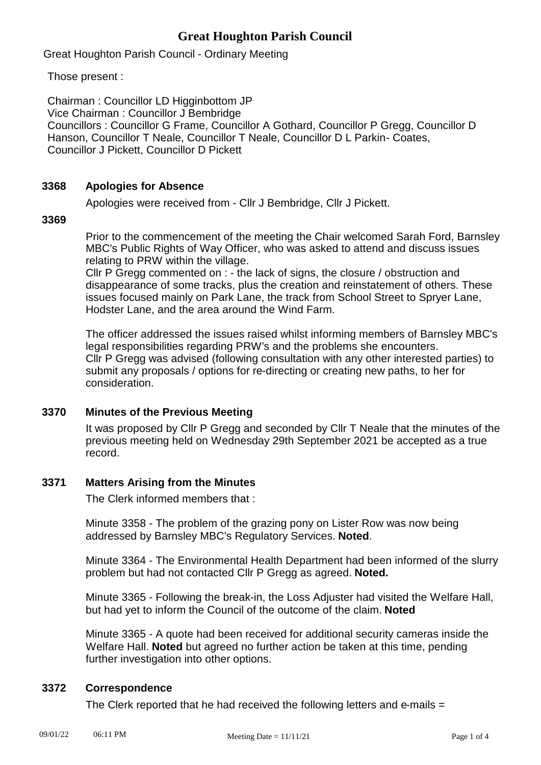# Great Houghton Parish Council

Great Houghton Parish Council - Ordinary Meeting

Those present :

Chairman : Councillor LD Higginbottom JP
Vice Chairman : Councillor J Bembridge
Councillors : Councillor G Frame, Councillor A Gothard, Councillor P Gregg, Councillor D Hanson, Councillor T Neale, Councillor T Neale, Councillor D L Parkin- Coates, Councillor J Pickett, Councillor D Pickett

## 3368 Apologies for Absence

Apologies were received from - Cllr J Bembridge, Cllr J Pickett.

## 3369

Prior to the commencement of the meeting the Chair welcomed Sarah Ford, Barnsley MBC's Public Rights of Way Officer, who was asked to attend and discuss issues relating to PRW within the village.
Cllr P Gregg commented on : - the lack of signs, the closure / obstruction and disappearance of some tracks, plus the creation and reinstatement of others. These issues focused mainly on Park Lane, the track from School Street to Spryer Lane, Hodster Lane, and the area around the Wind Farm.

The officer addressed the issues raised whilst informing members of Barnsley MBC's legal responsibilities regarding PRW's and the problems she encounters.
Cllr P Gregg was advised (following consultation with any other interested parties) to submit any proposals / options for re-directing or creating new paths, to her for consideration.

## 3370 Minutes of the Previous Meeting

It was proposed by Cllr P Gregg and seconded by Cllr T Neale that the minutes of the previous meeting held on Wednesday 29th September 2021 be accepted as a true record.

## 3371 Matters Arising from the Minutes

The Clerk informed members that :

Minute 3358 - The problem of the grazing pony on Lister Row was now being addressed by Barnsley MBC's Regulatory Services. **Noted**.

Minute 3364 - The Environmental Health Department had been informed of the slurry problem but had not contacted Cllr P Gregg as agreed. **Noted.**

Minute 3365 - Following the break-in, the Loss Adjuster had visited the Welfare Hall, but had yet to inform the Council of the outcome of the claim. **Noted**

Minute 3365 - A quote had been received for additional security cameras inside the Welfare Hall. **Noted** but agreed no further action be taken at this time, pending further investigation into other options.

## 3372 Correspondence

The Clerk reported that he had received the following letters and e-mails =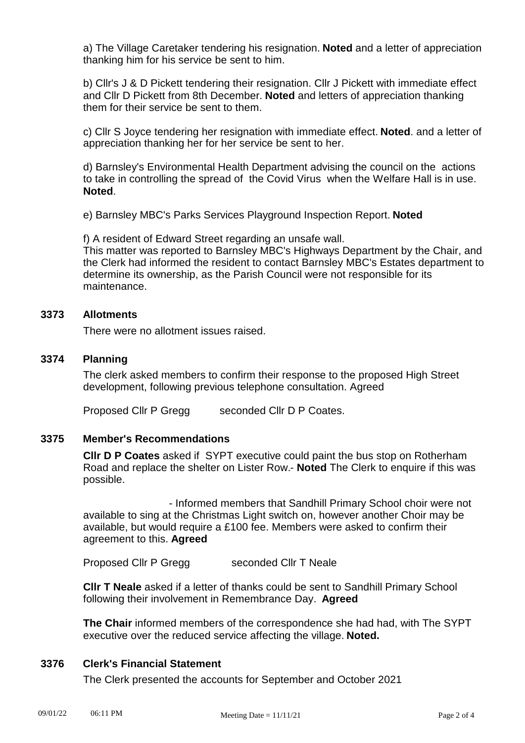a) The Village Caretaker tendering his resignation. **Noted** and a letter of appreciation thanking him for his service be sent to him.

b) Cllr's J & D Pickett tendering their resignation. Cllr J Pickett with immediate effect and Cllr D Pickett from 8th December. **Noted** and letters of appreciation thanking them for their service be sent to them.

c) Cllr S Joyce tendering her resignation with immediate effect. **Noted**. and a letter of appreciation thanking her for her service be sent to her.

d) Barnsley's Environmental Health Department advising the council on the actions to take in controlling the spread of the Covid Virus when the Welfare Hall is in use. **Noted**.

e) Barnsley MBC's Parks Services Playground Inspection Report. **Noted**

f) A resident of Edward Street regarding an unsafe wall.
This matter was reported to Barnsley MBC's Highways Department by the Chair, and the Clerk had informed the resident to contact Barnsley MBC's Estates department to determine its ownership, as the Parish Council were not responsible for its maintenance.

**3373 Allotments**

There were no allotment issues raised.

**3374 Planning**

The clerk asked members to confirm their response to the proposed High Street development, following previous telephone consultation. Agreed

Proposed Cllr P Gregg seconded Cllr D P Coates.

**3375 Member's Recommendations**

**Cllr D P Coates** asked if SYPT executive could paint the bus stop on Rotherham Road and replace the shelter on Lister Row.- **Noted** The Clerk to enquire if this was possible.

- Informed members that Sandhill Primary School choir were not available to sing at the Christmas Light switch on, however another Choir may be available, but would require a £100 fee. Members were asked to confirm their agreement to this. **Agreed**

Proposed Cllr P Gregg seconded Cllr T Neale

**Cllr T Neale** asked if a letter of thanks could be sent to Sandhill Primary School following their involvement in Remembrance Day. **Agreed**

**The Chair** informed members of the correspondence she had had, with The SYPT executive over the reduced service affecting the village. **Noted.**

**3376 Clerk's Financial Statement**

The Clerk presented the accounts for September and October 2021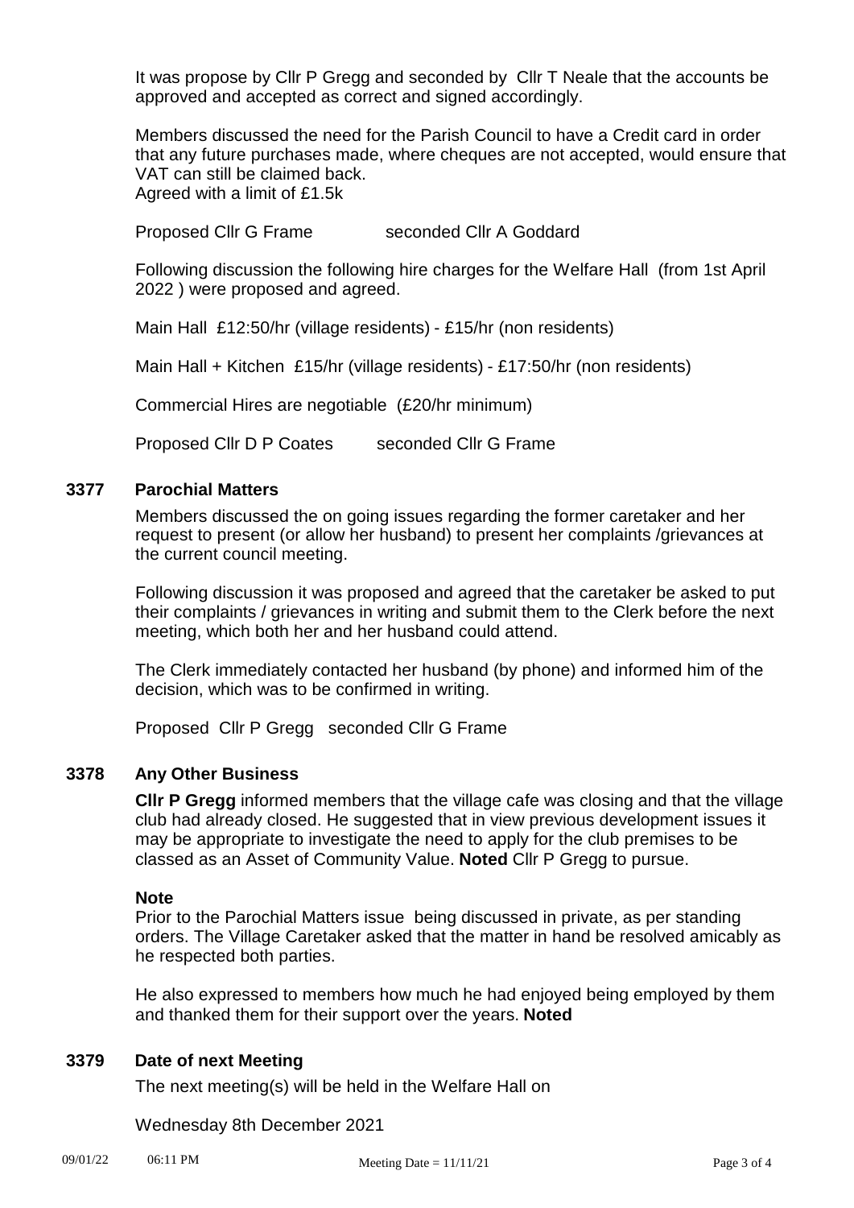It was propose by Cllr P Gregg and seconded by Cllr T Neale that the accounts be approved and accepted as correct and signed accordingly.

Members discussed the need for the Parish Council to have a Credit card in order that any future purchases made, where cheques are not accepted, would ensure that VAT can still be claimed back.
Agreed with a limit of £1.5k

Proposed Cllr G Frame seconded Cllr A Goddard

Following discussion the following hire charges for the Welfare Hall (from 1st April 2022 ) were proposed and agreed.

Main Hall £12:50/hr (village residents) - £15/hr (non residents)

Main Hall + Kitchen £15/hr (village residents) - £17:50/hr (non residents)

Commercial Hires are negotiable (£20/hr minimum)

Proposed Cllr D P Coates seconded Cllr G Frame

## 3377 Parochial Matters

Members discussed the on going issues regarding the former caretaker and her request to present (or allow her husband) to present her complaints /grievances at the current council meeting.

Following discussion it was proposed and agreed that the caretaker be asked to put their complaints / grievances in writing and submit them to the Clerk before the next meeting, which both her and her husband could attend.

The Clerk immediately contacted her husband (by phone) and informed him of the decision, which was to be confirmed in writing.

Proposed Cllr P Gregg seconded Cllr G Frame

## 3378 Any Other Business

**Cllr P Gregg** informed members that the village cafe was closing and that the village club had already closed. He suggested that in view previous development issues it may be appropriate to investigate the need to apply for the club premises to be classed as an Asset of Community Value. **Noted** Cllr P Gregg to pursue.

**Note**

Prior to the Parochial Matters issue being discussed in private, as per standing orders. The Village Caretaker asked that the matter in hand be resolved amicably as he respected both parties.

He also expressed to members how much he had enjoyed being employed by them and thanked them for their support over the years. **Noted**

## 3379 Date of next Meeting

The next meeting(s) will be held in the Welfare Hall on

Wednesday 8th December 2021

09/01/22 06:11 PM Meeting Date = 11/11/21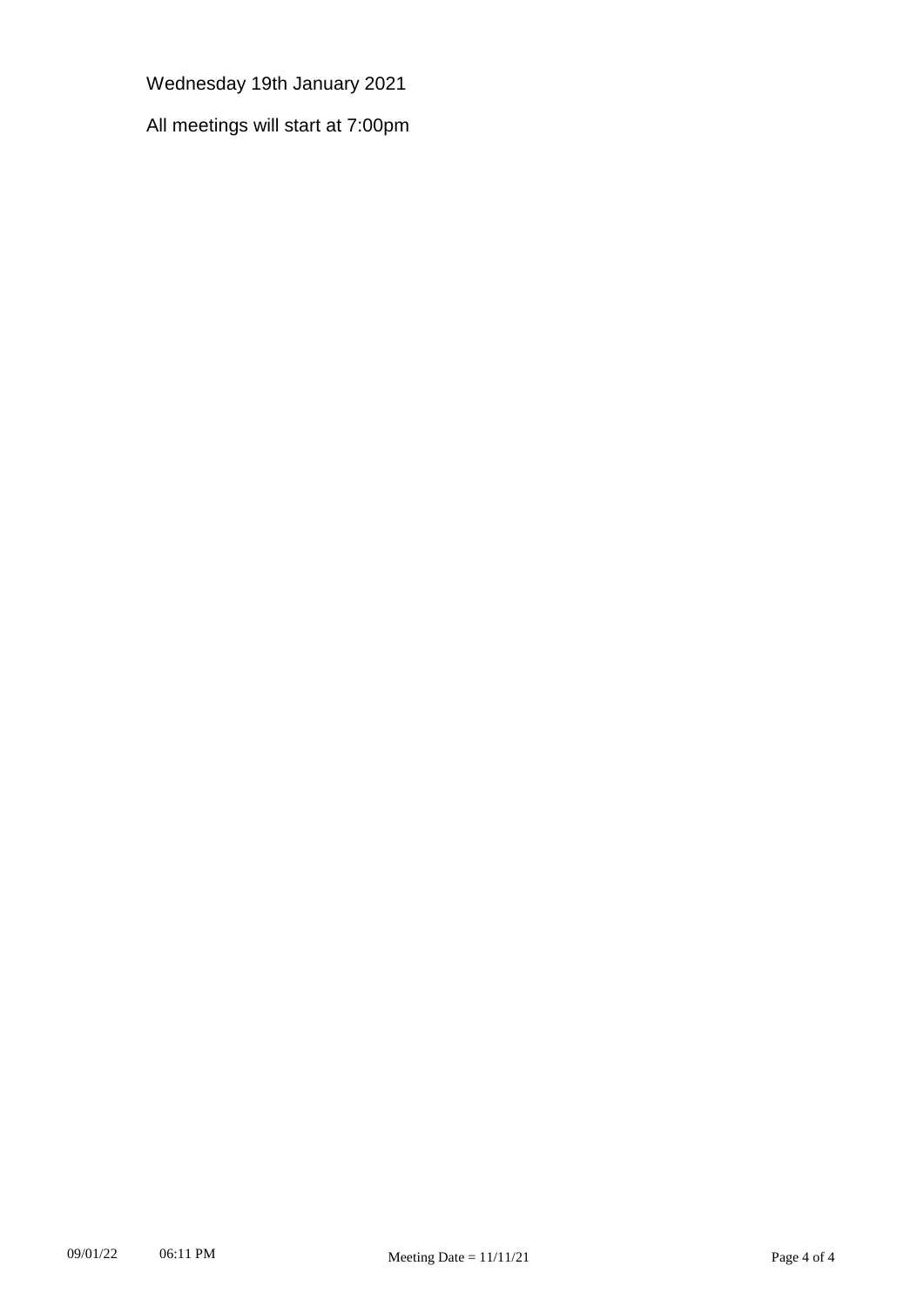Wednesday 19th January 2021

All meetings will start at 7:00pm